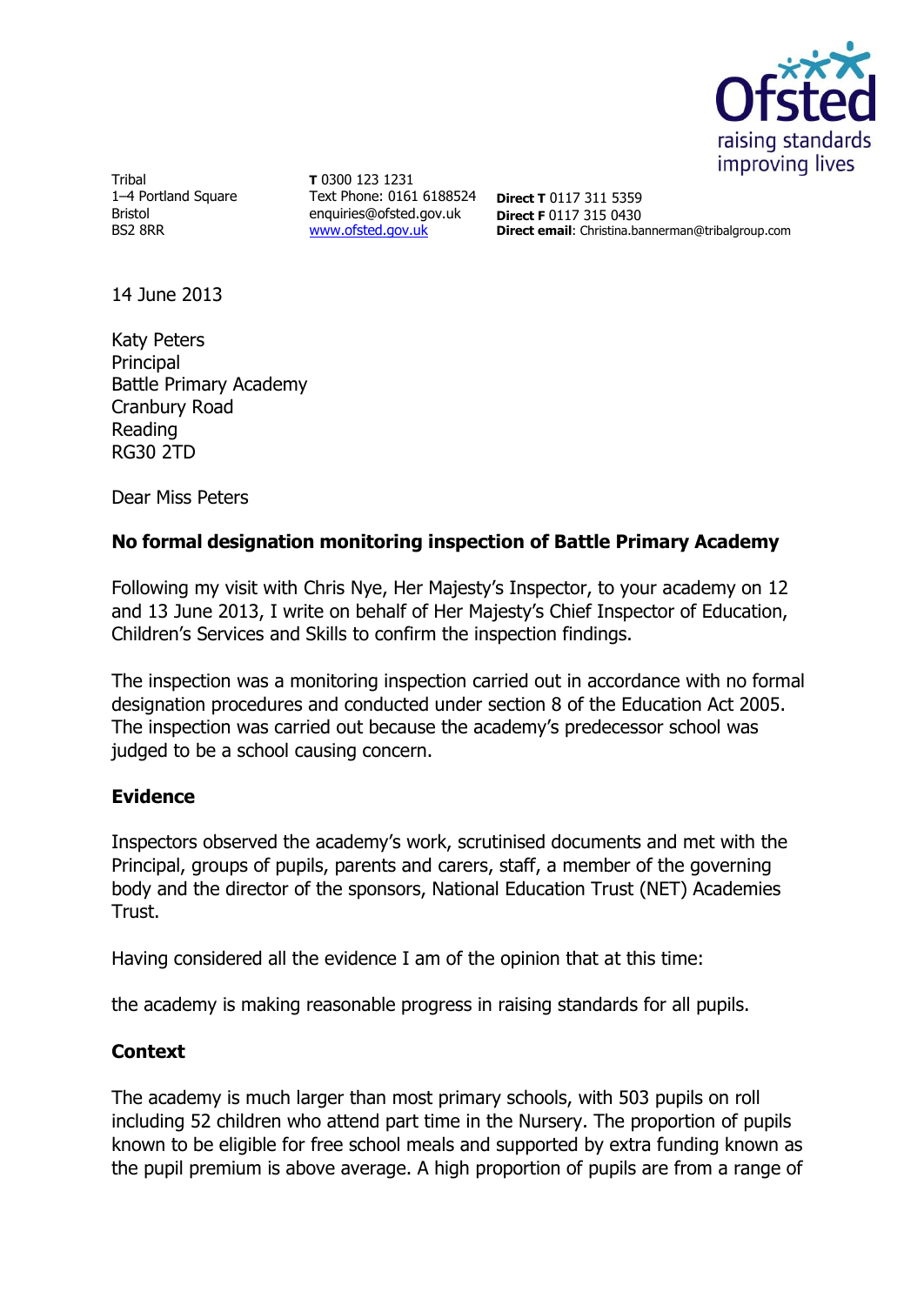Tribal
1–4 Portland Square
Bristol
BS2 8RR

**T** 0300 123 1231
Text Phone: 0161 6188524
enquiries@ofsted.gov.uk
www.ofsted.gov.uk

**Direct T** 0117 311 5359
**Direct F** 0117 315 0430
**Direct email**: Christina.bannerman@tribalgroup.com

14 June 2013

Katy Peters
Principal
Battle Primary Academy
Cranbury Road
Reading
RG30 2TD

Dear Miss Peters

**No formal designation monitoring inspection of Battle Primary Academy**

Following my visit with Chris Nye, Her Majesty's Inspector, to your academy on 12 and 13 June 2013, I write on behalf of Her Majesty's Chief Inspector of Education, Children's Services and Skills to confirm the inspection findings.

The inspection was a monitoring inspection carried out in accordance with no formal designation procedures and conducted under section 8 of the Education Act 2005. The inspection was carried out because the academy's predecessor school was judged to be a school causing concern.

**Evidence**

Inspectors observed the academy's work, scrutinised documents and met with the Principal, groups of pupils, parents and carers, staff, a member of the governing body and the director of the sponsors, National Education Trust (NET) Academies Trust.

Having considered all the evidence I am of the opinion that at this time:

the academy is making reasonable progress in raising standards for all pupils.

**Context**

The academy is much larger than most primary schools, with 503 pupils on roll including 52 children who attend part time in the Nursery. The proportion of pupils known to be eligible for free school meals and supported by extra funding known as the pupil premium is above average. A high proportion of pupils are from a range of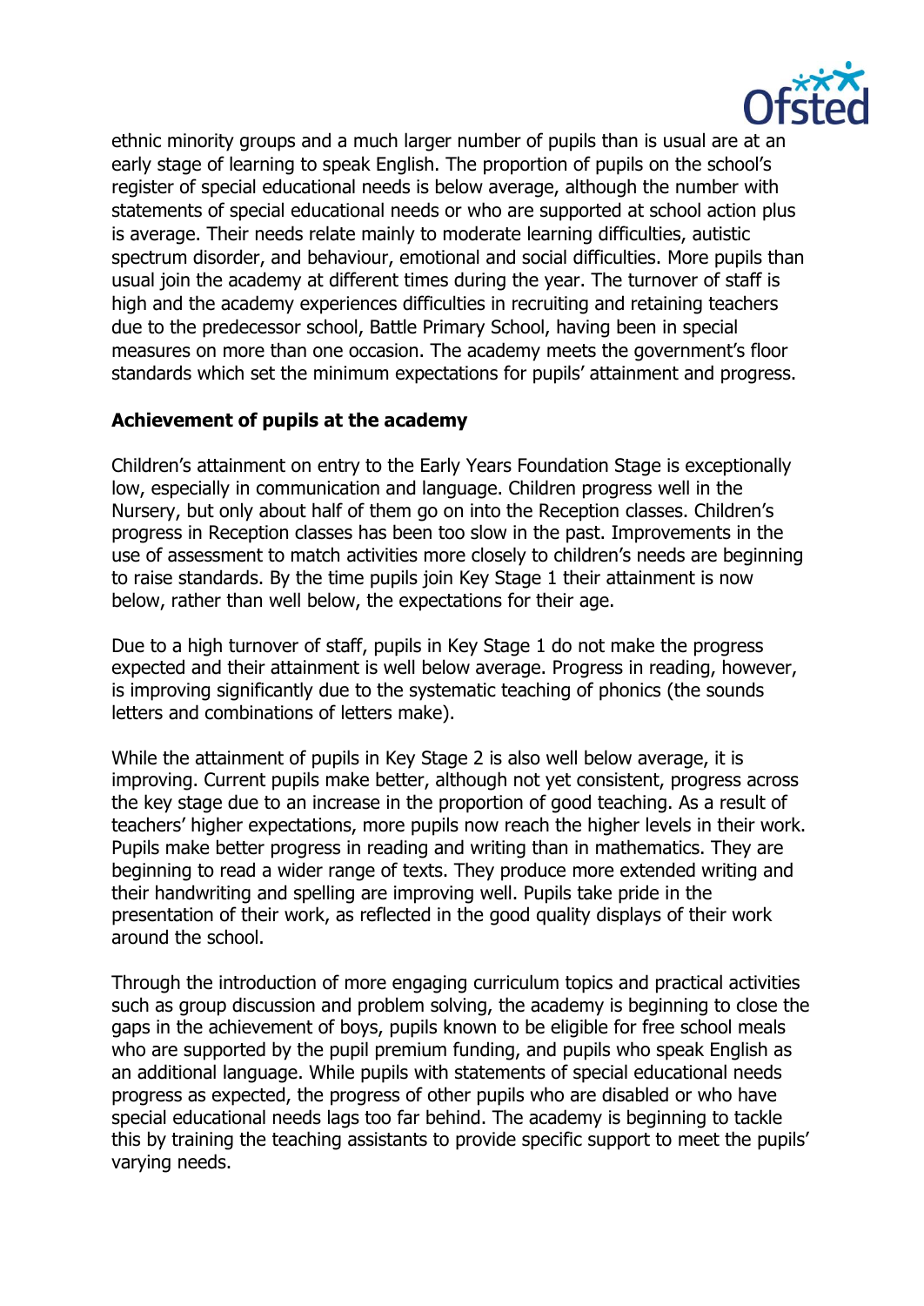ethnic minority groups and a much larger number of pupils than is usual are at an early stage of learning to speak English. The proportion of pupils on the school's register of special educational needs is below average, although the number with statements of special educational needs or who are supported at school action plus is average. Their needs relate mainly to moderate learning difficulties, autistic spectrum disorder, and behaviour, emotional and social difficulties. More pupils than usual join the academy at different times during the year. The turnover of staff is high and the academy experiences difficulties in recruiting and retaining teachers due to the predecessor school, Battle Primary School, having been in special measures on more than one occasion. The academy meets the government's floor standards which set the minimum expectations for pupils' attainment and progress.

## Achievement of pupils at the academy

Children's attainment on entry to the Early Years Foundation Stage is exceptionally low, especially in communication and language. Children progress well in the Nursery, but only about half of them go on into the Reception classes. Children's progress in Reception classes has been too slow in the past. Improvements in the use of assessment to match activities more closely to children's needs are beginning to raise standards. By the time pupils join Key Stage 1 their attainment is now below, rather than well below, the expectations for their age.

Due to a high turnover of staff, pupils in Key Stage 1 do not make the progress expected and their attainment is well below average. Progress in reading, however, is improving significantly due to the systematic teaching of phonics (the sounds letters and combinations of letters make).

While the attainment of pupils in Key Stage 2 is also well below average, it is improving. Current pupils make better, although not yet consistent, progress across the key stage due to an increase in the proportion of good teaching. As a result of teachers' higher expectations, more pupils now reach the higher levels in their work. Pupils make better progress in reading and writing than in mathematics. They are beginning to read a wider range of texts. They produce more extended writing and their handwriting and spelling are improving well. Pupils take pride in the presentation of their work, as reflected in the good quality displays of their work around the school.

Through the introduction of more engaging curriculum topics and practical activities such as group discussion and problem solving, the academy is beginning to close the gaps in the achievement of boys, pupils known to be eligible for free school meals who are supported by the pupil premium funding, and pupils who speak English as an additional language. While pupils with statements of special educational needs progress as expected, the progress of other pupils who are disabled or who have special educational needs lags too far behind. The academy is beginning to tackle this by training the teaching assistants to provide specific support to meet the pupils' varying needs.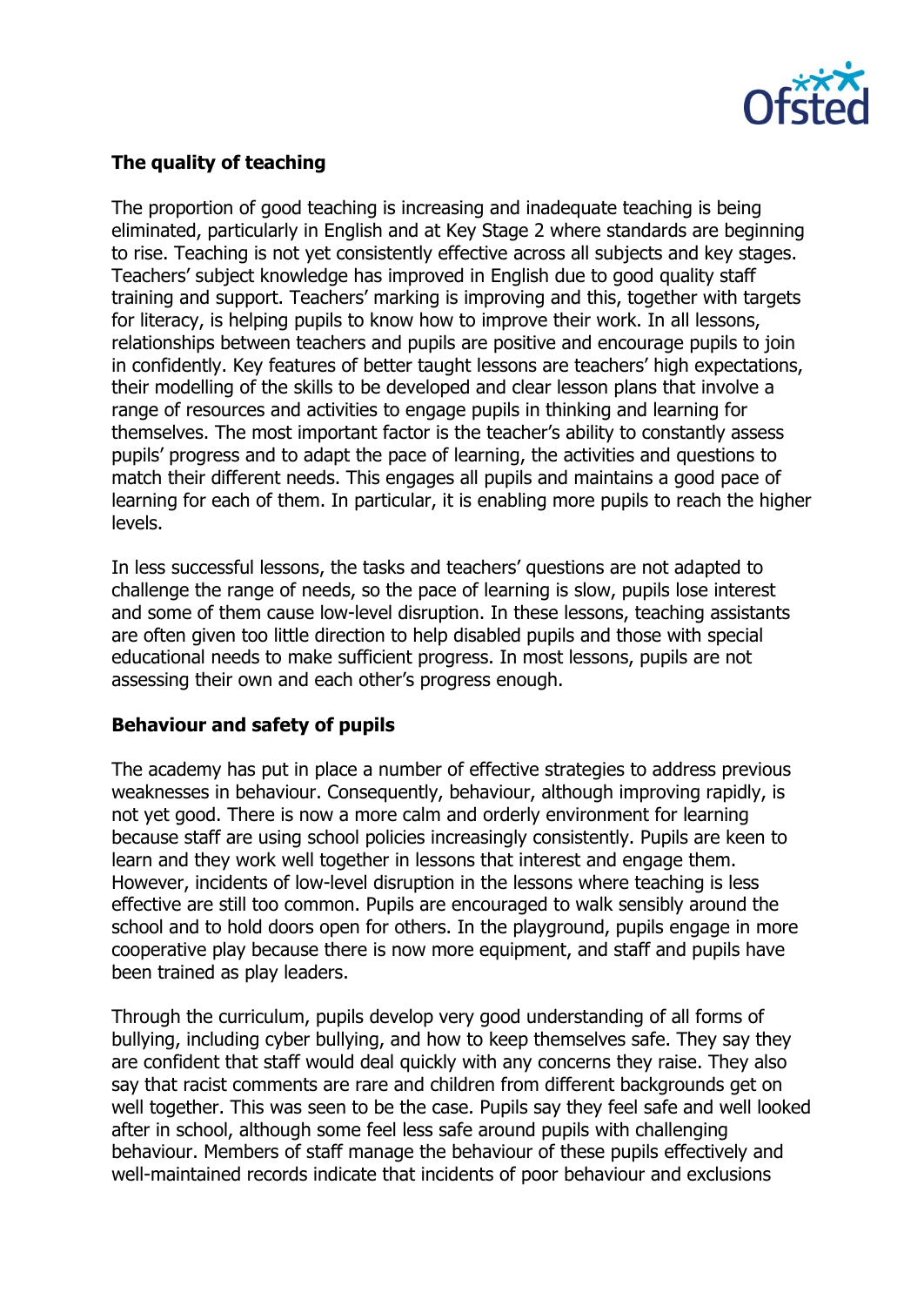### The quality of teaching

The proportion of good teaching is increasing and inadequate teaching is being eliminated, particularly in English and at Key Stage 2 where standards are beginning to rise. Teaching is not yet consistently effective across all subjects and key stages. Teachers' subject knowledge has improved in English due to good quality staff training and support. Teachers' marking is improving and this, together with targets for literacy, is helping pupils to know how to improve their work. In all lessons, relationships between teachers and pupils are positive and encourage pupils to join in confidently. Key features of better taught lessons are teachers' high expectations, their modelling of the skills to be developed and clear lesson plans that involve a range of resources and activities to engage pupils in thinking and learning for themselves. The most important factor is the teacher's ability to constantly assess pupils' progress and to adapt the pace of learning, the activities and questions to match their different needs. This engages all pupils and maintains a good pace of learning for each of them. In particular, it is enabling more pupils to reach the higher levels.

In less successful lessons, the tasks and teachers' questions are not adapted to challenge the range of needs, so the pace of learning is slow, pupils lose interest and some of them cause low-level disruption. In these lessons, teaching assistants are often given too little direction to help disabled pupils and those with special educational needs to make sufficient progress. In most lessons, pupils are not assessing their own and each other's progress enough.

### Behaviour and safety of pupils

The academy has put in place a number of effective strategies to address previous weaknesses in behaviour. Consequently, behaviour, although improving rapidly, is not yet good. There is now a more calm and orderly environment for learning because staff are using school policies increasingly consistently. Pupils are keen to learn and they work well together in lessons that interest and engage them. However, incidents of low-level disruption in the lessons where teaching is less effective are still too common. Pupils are encouraged to walk sensibly around the school and to hold doors open for others. In the playground, pupils engage in more cooperative play because there is now more equipment, and staff and pupils have been trained as play leaders.

Through the curriculum, pupils develop very good understanding of all forms of bullying, including cyber bullying, and how to keep themselves safe. They say they are confident that staff would deal quickly with any concerns they raise. They also say that racist comments are rare and children from different backgrounds get on well together. This was seen to be the case. Pupils say they feel safe and well looked after in school, although some feel less safe around pupils with challenging behaviour. Members of staff manage the behaviour of these pupils effectively and well-maintained records indicate that incidents of poor behaviour and exclusions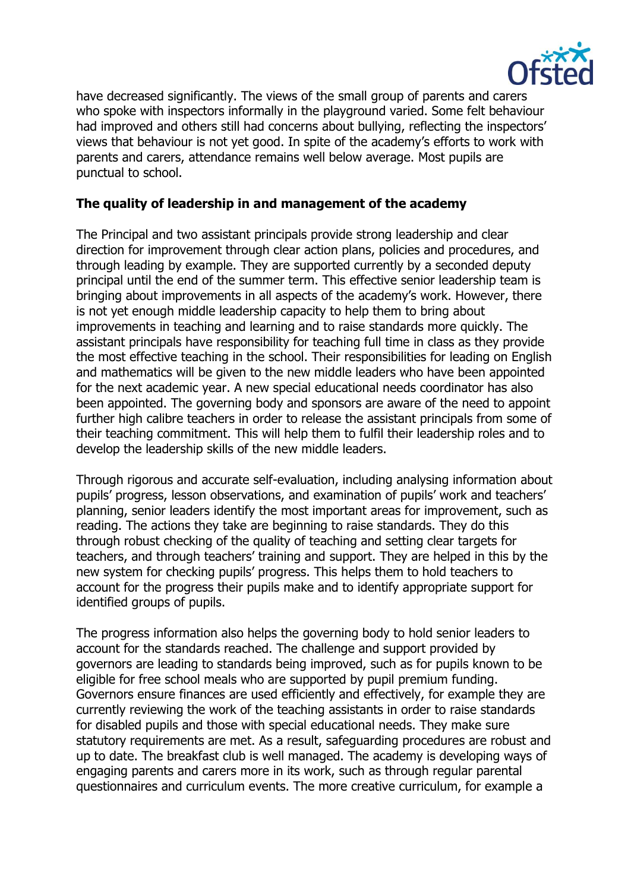have decreased significantly. The views of the small group of parents and carers who spoke with inspectors informally in the playground varied. Some felt behaviour had improved and others still had concerns about bullying, reflecting the inspectors' views that behaviour is not yet good. In spite of the academy's efforts to work with parents and carers, attendance remains well below average. Most pupils are punctual to school.

**The quality of leadership in and management of the academy**

The Principal and two assistant principals provide strong leadership and clear direction for improvement through clear action plans, policies and procedures, and through leading by example. They are supported currently by a seconded deputy principal until the end of the summer term. This effective senior leadership team is bringing about improvements in all aspects of the academy's work. However, there is not yet enough middle leadership capacity to help them to bring about improvements in teaching and learning and to raise standards more quickly. The assistant principals have responsibility for teaching full time in class as they provide the most effective teaching in the school. Their responsibilities for leading on English and mathematics will be given to the new middle leaders who have been appointed for the next academic year. A new special educational needs coordinator has also been appointed. The governing body and sponsors are aware of the need to appoint further high calibre teachers in order to release the assistant principals from some of their teaching commitment. This will help them to fulfil their leadership roles and to develop the leadership skills of the new middle leaders.

Through rigorous and accurate self-evaluation, including analysing information about pupils' progress, lesson observations, and examination of pupils' work and teachers' planning, senior leaders identify the most important areas for improvement, such as reading. The actions they take are beginning to raise standards. They do this through robust checking of the quality of teaching and setting clear targets for teachers, and through teachers' training and support. They are helped in this by the new system for checking pupils' progress. This helps them to hold teachers to account for the progress their pupils make and to identify appropriate support for identified groups of pupils.

The progress information also helps the governing body to hold senior leaders to account for the standards reached. The challenge and support provided by governors are leading to standards being improved, such as for pupils known to be eligible for free school meals who are supported by pupil premium funding. Governors ensure finances are used efficiently and effectively, for example they are currently reviewing the work of the teaching assistants in order to raise standards for disabled pupils and those with special educational needs. They make sure statutory requirements are met. As a result, safeguarding procedures are robust and up to date. The breakfast club is well managed. The academy is developing ways of engaging parents and carers more in its work, such as through regular parental questionnaires and curriculum events. The more creative curriculum, for example a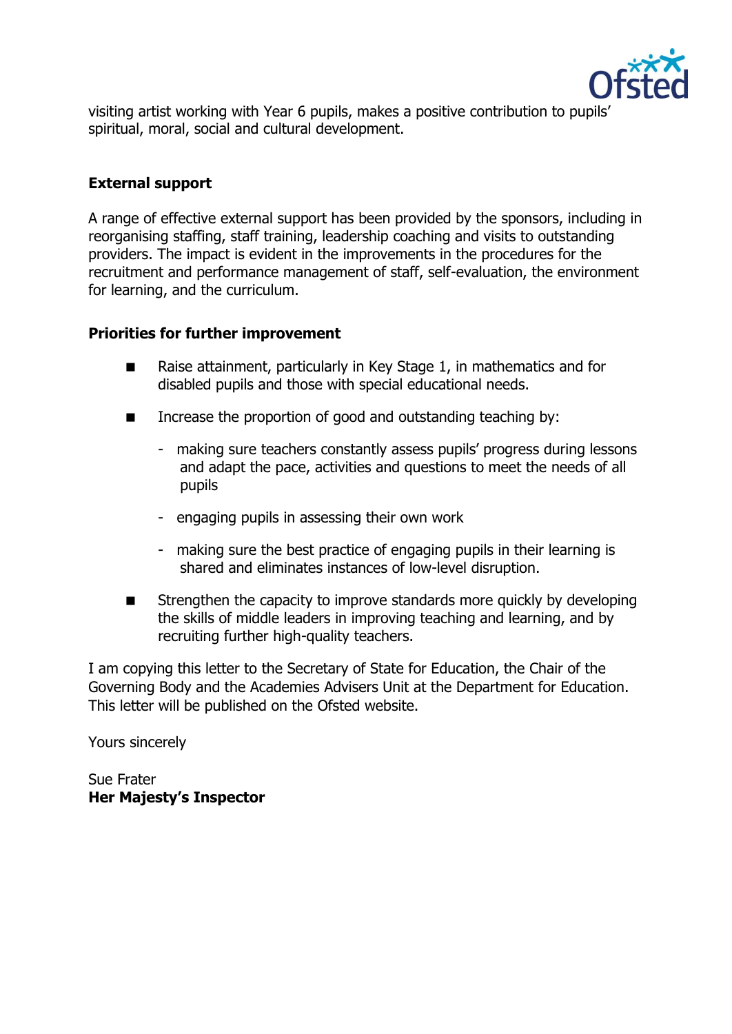visiting artist working with Year 6 pupils, makes a positive contribution to pupils' spiritual, moral, social and cultural development.

### External support

A range of effective external support has been provided by the sponsors, including in reorganising staffing, staff training, leadership coaching and visits to outstanding providers. The impact is evident in the improvements in the procedures for the recruitment and performance management of staff, self-evaluation, the environment for learning, and the curriculum.

### Priorities for further improvement

- Raise attainment, particularly in Key Stage 1, in mathematics and for disabled pupils and those with special educational needs.
- Increase the proportion of good and outstanding teaching by:
  - making sure teachers constantly assess pupils' progress during lessons and adapt the pace, activities and questions to meet the needs of all pupils
  - engaging pupils in assessing their own work
  - making sure the best practice of engaging pupils in their learning is shared and eliminates instances of low-level disruption.
- Strengthen the capacity to improve standards more quickly by developing the skills of middle leaders in improving teaching and learning, and by recruiting further high-quality teachers.

I am copying this letter to the Secretary of State for Education, the Chair of the Governing Body and the Academies Advisers Unit at the Department for Education. This letter will be published on the Ofsted website.

Yours sincerely

Sue Frater
**Her Majesty's Inspector**